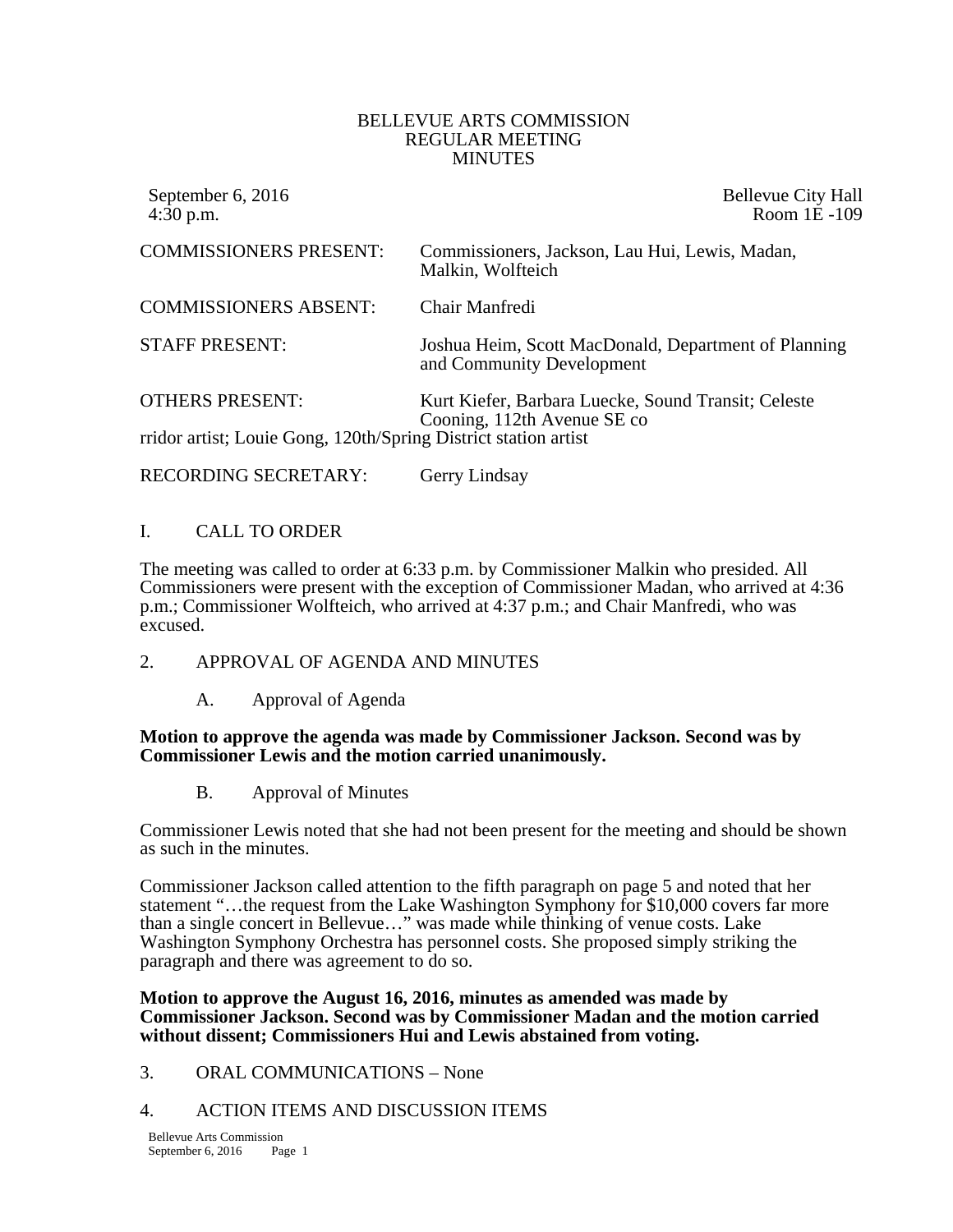BELLEVUE ARTS COMMISSION
REGULAR MEETING
MINUTES

September 6, 2016
4:30 p.m.

Bellevue City Hall
Room 1E -109

COMMISSIONERS PRESENT: Commissioners, Jackson, Lau Hui, Lewis, Madan, Malkin, Wolfteich

COMMISSIONERS ABSENT: Chair Manfredi

STAFF PRESENT: Joshua Heim, Scott MacDonald, Department of Planning and Community Development

OTHERS PRESENT: Kurt Kiefer, Barbara Luecke, Sound Transit; Celeste Cooning, 112th Avenue SE co
rridor artist; Louie Gong, 120th/Spring District station artist

RECORDING SECRETARY: Gerry Lindsay

I. CALL TO ORDER

The meeting was called to order at 6:33 p.m. by Commissioner Malkin who presided. All Commissioners were present with the exception of Commissioner Madan, who arrived at 4:36 p.m.; Commissioner Wolfteich, who arrived at 4:37 p.m.; and Chair Manfredi, who was excused.

2. APPROVAL OF AGENDA AND MINUTES

A. Approval of Agenda

**Motion to approve the agenda was made by Commissioner Jackson. Second was by Commissioner Lewis and the motion carried unanimously.**

B. Approval of Minutes

Commissioner Lewis noted that she had not been present for the meeting and should be shown as such in the minutes.

Commissioner Jackson called attention to the fifth paragraph on page 5 and noted that her statement "…the request from the Lake Washington Symphony for $10,000 covers far more than a single concert in Bellevue…" was made while thinking of venue costs. Lake Washington Symphony Orchestra has personnel costs. She proposed simply striking the paragraph and there was agreement to do so.

**Motion to approve the August 16, 2016, minutes as amended was made by Commissioner Jackson. Second was by Commissioner Madan and the motion carried without dissent; Commissioners Hui and Lewis abstained from voting.**

3. ORAL COMMUNICATIONS – None

4. ACTION ITEMS AND DISCUSSION ITEMS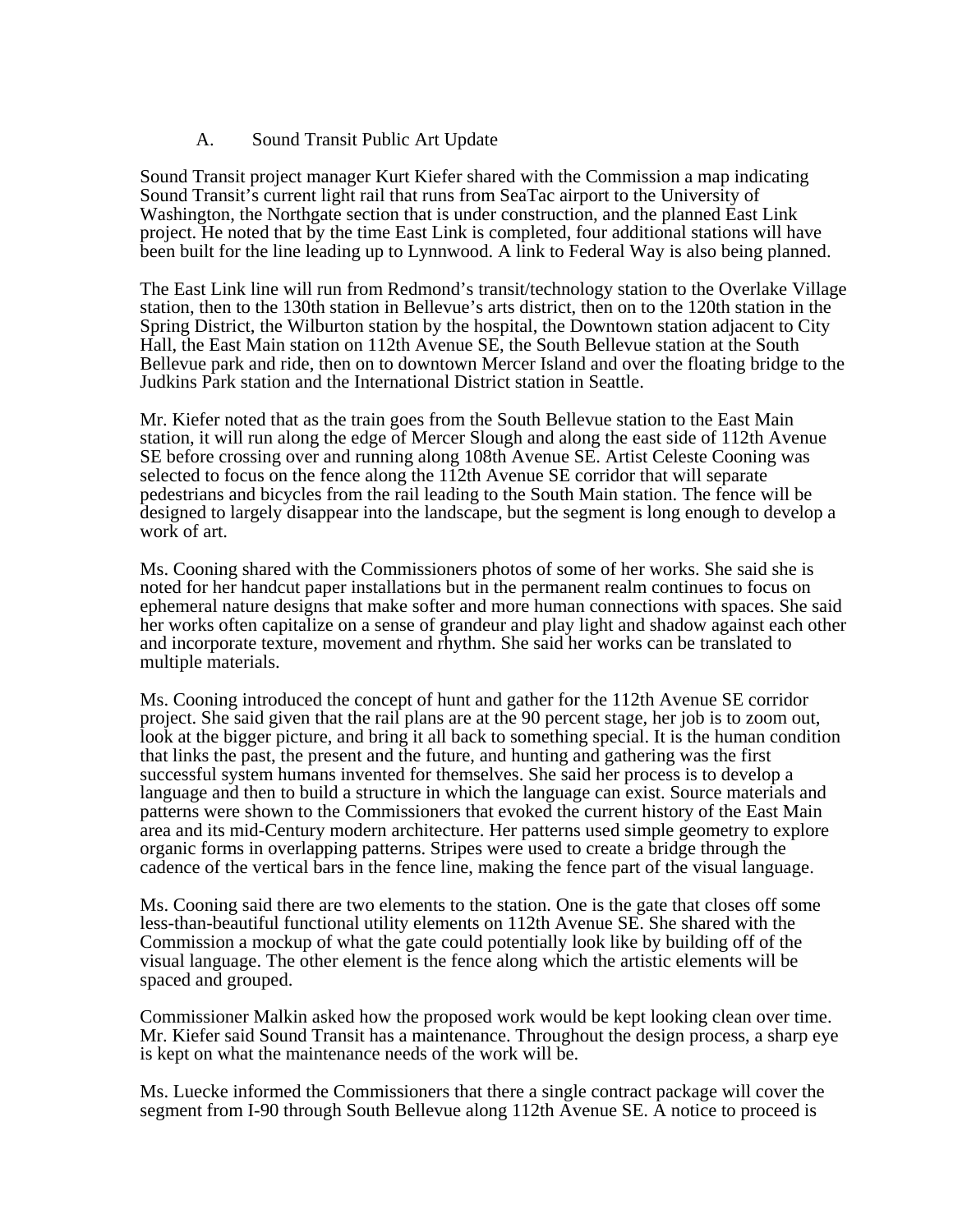A. Sound Transit Public Art Update

Sound Transit project manager Kurt Kiefer shared with the Commission a map indicating Sound Transit's current light rail that runs from SeaTac airport to the University of Washington, the Northgate section that is under construction, and the planned East Link project. He noted that by the time East Link is completed, four additional stations will have been built for the line leading up to Lynnwood. A link to Federal Way is also being planned.

The East Link line will run from Redmond's transit/technology station to the Overlake Village station, then to the 130th station in Bellevue's arts district, then on to the 120th station in the Spring District, the Wilburton station by the hospital, the Downtown station adjacent to City Hall, the East Main station on 112th Avenue SE, the South Bellevue station at the South Bellevue park and ride, then on to downtown Mercer Island and over the floating bridge to the Judkins Park station and the International District station in Seattle.

Mr. Kiefer noted that as the train goes from the South Bellevue station to the East Main station, it will run along the edge of Mercer Slough and along the east side of 112th Avenue SE before crossing over and running along 108th Avenue SE. Artist Celeste Cooning was selected to focus on the fence along the 112th Avenue SE corridor that will separate pedestrians and bicycles from the rail leading to the South Main station. The fence will be designed to largely disappear into the landscape, but the segment is long enough to develop a work of art.

Ms. Cooning shared with the Commissioners photos of some of her works. She said she is noted for her handcut paper installations but in the permanent realm continues to focus on ephemeral nature designs that make softer and more human connections with spaces. She said her works often capitalize on a sense of grandeur and play light and shadow against each other and incorporate texture, movement and rhythm. She said her works can be translated to multiple materials.

Ms. Cooning introduced the concept of hunt and gather for the 112th Avenue SE corridor project. She said given that the rail plans are at the 90 percent stage, her job is to zoom out, look at the bigger picture, and bring it all back to something special. It is the human condition that links the past, the present and the future, and hunting and gathering was the first successful system humans invented for themselves. She said her process is to develop a language and then to build a structure in which the language can exist. Source materials and patterns were shown to the Commissioners that evoked the current history of the East Main area and its mid-Century modern architecture. Her patterns used simple geometry to explore organic forms in overlapping patterns. Stripes were used to create a bridge through the cadence of the vertical bars in the fence line, making the fence part of the visual language.

Ms. Cooning said there are two elements to the station. One is the gate that closes off some less-than-beautiful functional utility elements on 112th Avenue SE. She shared with the Commission a mockup of what the gate could potentially look like by building off of the visual language. The other element is the fence along which the artistic elements will be spaced and grouped.

Commissioner Malkin asked how the proposed work would be kept looking clean over time. Mr. Kiefer said Sound Transit has a maintenance. Throughout the design process, a sharp eye is kept on what the maintenance needs of the work will be.

Ms. Luecke informed the Commissioners that there a single contract package will cover the segment from I-90 through South Bellevue along 112th Avenue SE. A notice to proceed is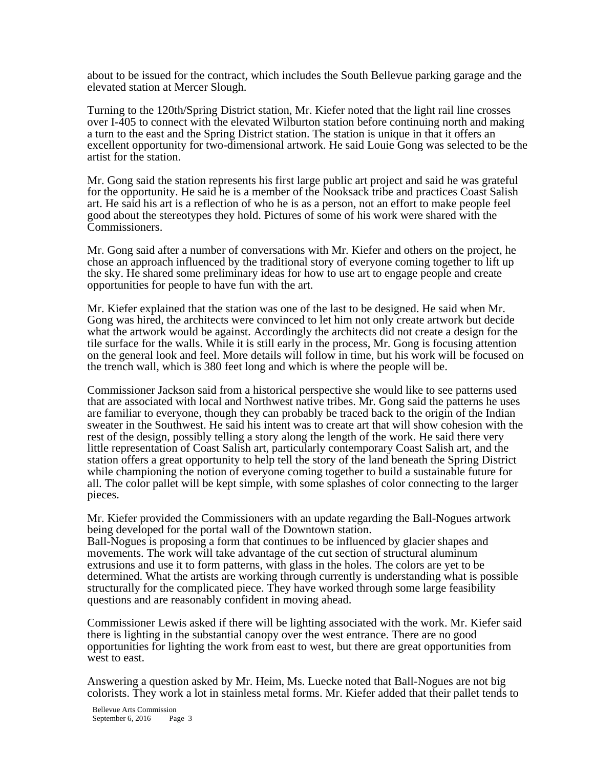about to be issued for the contract, which includes the South Bellevue parking garage and the elevated station at Mercer Slough.

Turning to the 120th/Spring District station, Mr. Kiefer noted that the light rail line crosses over I-405 to connect with the elevated Wilburton station before continuing north and making a turn to the east and the Spring District station. The station is unique in that it offers an excellent opportunity for two-dimensional artwork. He said Louie Gong was selected to be the artist for the station.

Mr. Gong said the station represents his first large public art project and said he was grateful for the opportunity. He said he is a member of the Nooksack tribe and practices Coast Salish art. He said his art is a reflection of who he is as a person, not an effort to make people feel good about the stereotypes they hold. Pictures of some of his work were shared with the Commissioners.

Mr. Gong said after a number of conversations with Mr. Kiefer and others on the project, he chose an approach influenced by the traditional story of everyone coming together to lift up the sky. He shared some preliminary ideas for how to use art to engage people and create opportunities for people to have fun with the art.

Mr. Kiefer explained that the station was one of the last to be designed. He said when Mr. Gong was hired, the architects were convinced to let him not only create artwork but decide what the artwork would be against. Accordingly the architects did not create a design for the tile surface for the walls. While it is still early in the process, Mr. Gong is focusing attention on the general look and feel. More details will follow in time, but his work will be focused on the trench wall, which is 380 feet long and which is where the people will be.

Commissioner Jackson said from a historical perspective she would like to see patterns used that are associated with local and Northwest native tribes. Mr. Gong said the patterns he uses are familiar to everyone, though they can probably be traced back to the origin of the Indian sweater in the Southwest. He said his intent was to create art that will show cohesion with the rest of the design, possibly telling a story along the length of the work. He said there very little representation of Coast Salish art, particularly contemporary Coast Salish art, and the station offers a great opportunity to help tell the story of the land beneath the Spring District while championing the notion of everyone coming together to build a sustainable future for all. The color pallet will be kept simple, with some splashes of color connecting to the larger pieces.

Mr. Kiefer provided the Commissioners with an update regarding the Ball-Nogues artwork being developed for the portal wall of the Downtown station.
Ball-Nogues is proposing a form that continues to be influenced by glacier shapes and movements. The work will take advantage of the cut section of structural aluminum extrusions and use it to form patterns, with glass in the holes. The colors are yet to be determined. What the artists are working through currently is understanding what is possible structurally for the complicated piece. They have worked through some large feasibility questions and are reasonably confident in moving ahead.

Commissioner Lewis asked if there will be lighting associated with the work. Mr. Kiefer said there is lighting in the substantial canopy over the west entrance. There are no good opportunities for lighting the work from east to west, but there are great opportunities from west to east.

Answering a question asked by Mr. Heim, Ms. Luecke noted that Ball-Nogues are not big colorists. They work a lot in stainless metal forms. Mr. Kiefer added that their pallet tends to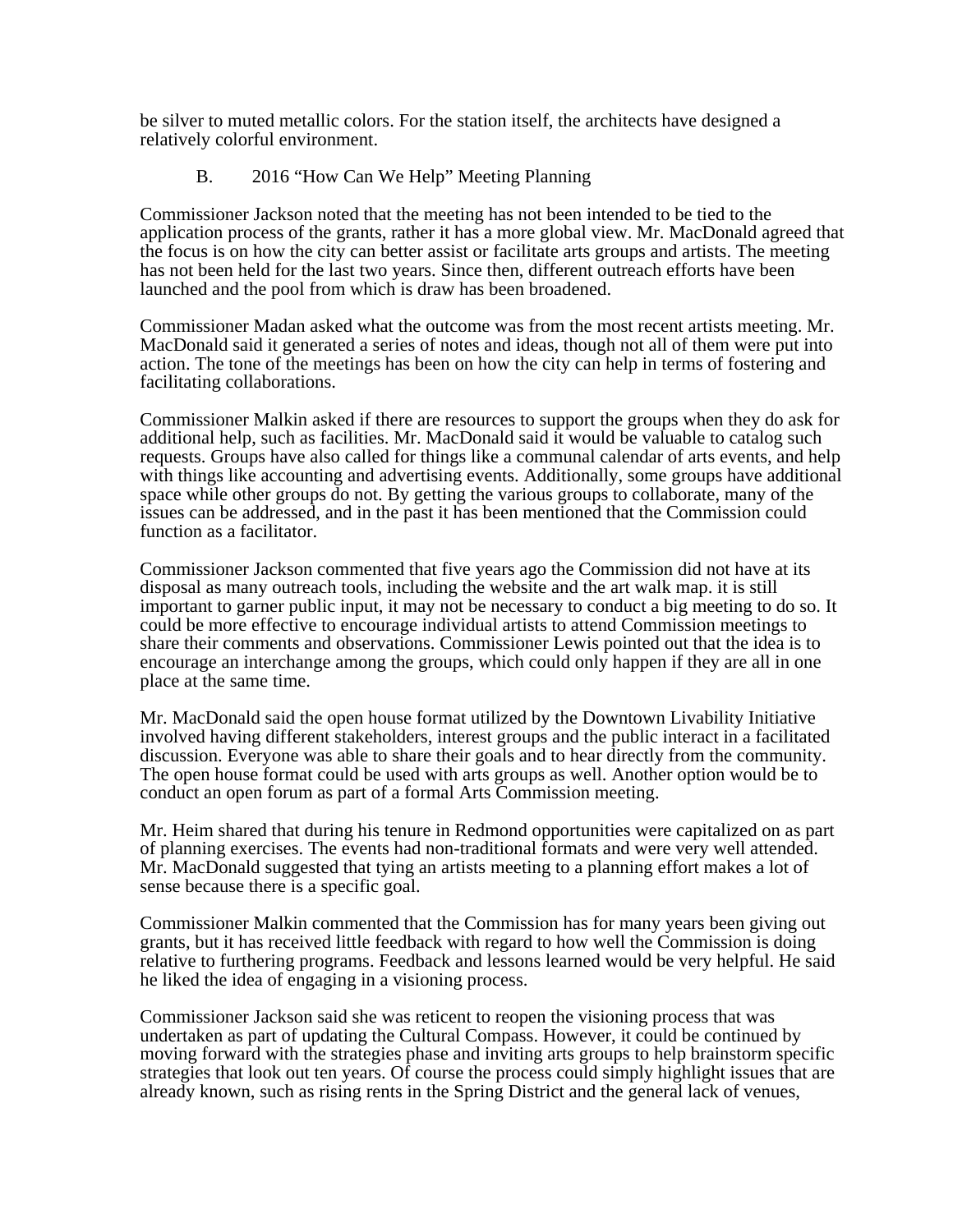be silver to muted metallic colors. For the station itself, the architects have designed a relatively colorful environment.

B. 2016 “How Can We Help” Meeting Planning

Commissioner Jackson noted that the meeting has not been intended to be tied to the application process of the grants, rather it has a more global view. Mr. MacDonald agreed that the focus is on how the city can better assist or facilitate arts groups and artists. The meeting has not been held for the last two years. Since then, different outreach efforts have been launched and the pool from which is draw has been broadened.

Commissioner Madan asked what the outcome was from the most recent artists meeting. Mr. MacDonald said it generated a series of notes and ideas, though not all of them were put into action. The tone of the meetings has been on how the city can help in terms of fostering and facilitating collaborations.

Commissioner Malkin asked if there are resources to support the groups when they do ask for additional help, such as facilities. Mr. MacDonald said it would be valuable to catalog such requests. Groups have also called for things like a communal calendar of arts events, and help with things like accounting and advertising events. Additionally, some groups have additional space while other groups do not. By getting the various groups to collaborate, many of the issues can be addressed, and in the past it has been mentioned that the Commission could function as a facilitator.

Commissioner Jackson commented that five years ago the Commission did not have at its disposal as many outreach tools, including the website and the art walk map. it is still important to garner public input, it may not be necessary to conduct a big meeting to do so. It could be more effective to encourage individual artists to attend Commission meetings to share their comments and observations. Commissioner Lewis pointed out that the idea is to encourage an interchange among the groups, which could only happen if they are all in one place at the same time.

Mr. MacDonald said the open house format utilized by the Downtown Livability Initiative involved having different stakeholders, interest groups and the public interact in a facilitated discussion. Everyone was able to share their goals and to hear directly from the community. The open house format could be used with arts groups as well. Another option would be to conduct an open forum as part of a formal Arts Commission meeting.

Mr. Heim shared that during his tenure in Redmond opportunities were capitalized on as part of planning exercises. The events had non-traditional formats and were very well attended. Mr. MacDonald suggested that tying an artists meeting to a planning effort makes a lot of sense because there is a specific goal.

Commissioner Malkin commented that the Commission has for many years been giving out grants, but it has received little feedback with regard to how well the Commission is doing relative to furthering programs. Feedback and lessons learned would be very helpful. He said he liked the idea of engaging in a visioning process.

Commissioner Jackson said she was reticent to reopen the visioning process that was undertaken as part of updating the Cultural Compass. However, it could be continued by moving forward with the strategies phase and inviting arts groups to help brainstorm specific strategies that look out ten years. Of course the process could simply highlight issues that are already known, such as rising rents in the Spring District and the general lack of venues,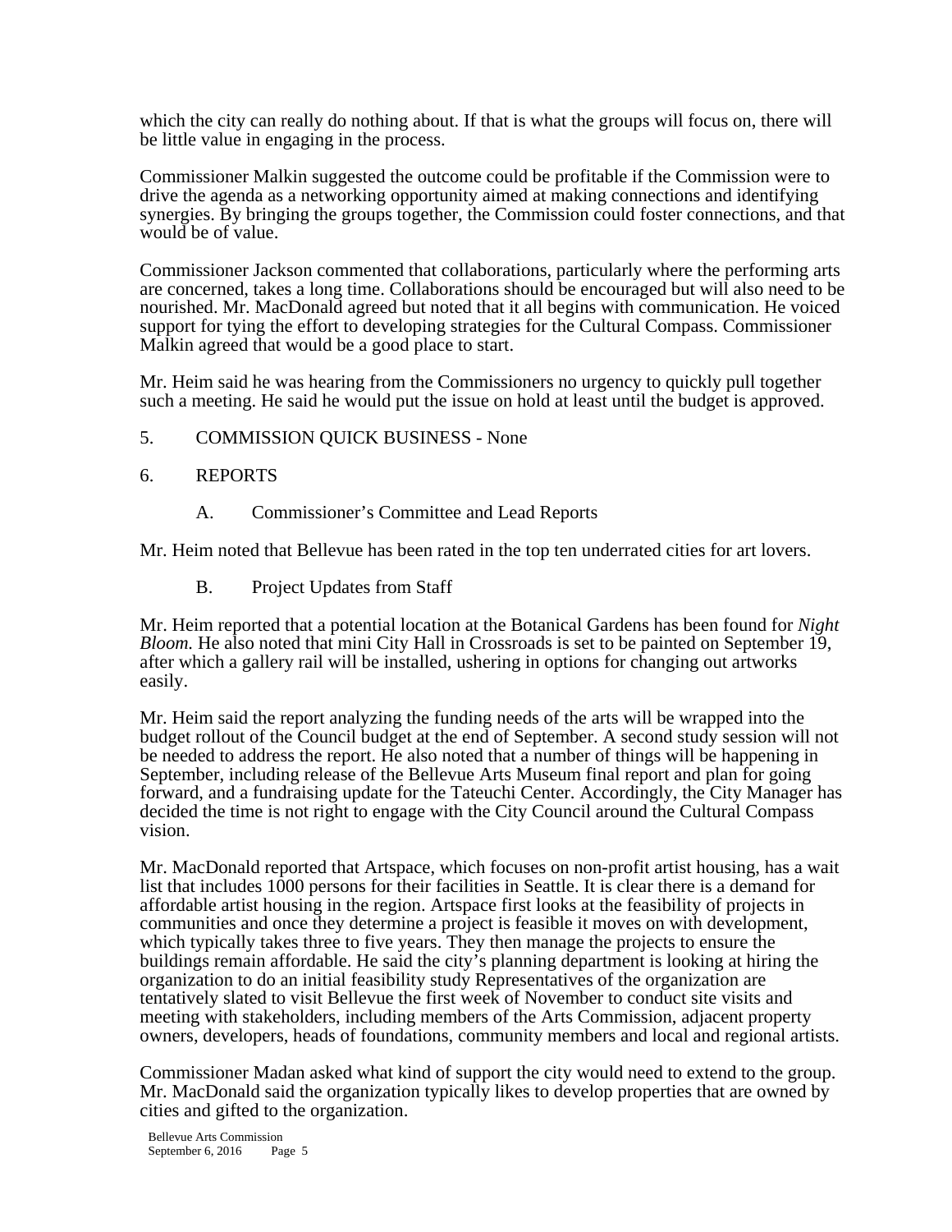which the city can really do nothing about. If that is what the groups will focus on, there will be little value in engaging in the process.

Commissioner Malkin suggested the outcome could be profitable if the Commission were to drive the agenda as a networking opportunity aimed at making connections and identifying synergies. By bringing the groups together, the Commission could foster connections, and that would be of value.

Commissioner Jackson commented that collaborations, particularly where the performing arts are concerned, takes a long time. Collaborations should be encouraged but will also need to be nourished. Mr. MacDonald agreed but noted that it all begins with communication. He voiced support for tying the effort to developing strategies for the Cultural Compass. Commissioner Malkin agreed that would be a good place to start.

Mr. Heim said he was hearing from the Commissioners no urgency to quickly pull together such a meeting. He said he would put the issue on hold at least until the budget is approved.

5. COMMISSION QUICK BUSINESS - None

6. REPORTS

A. Commissioner's Committee and Lead Reports

Mr. Heim noted that Bellevue has been rated in the top ten underrated cities for art lovers.

B. Project Updates from Staff

Mr. Heim reported that a potential location at the Botanical Gardens has been found for *Night Bloom.* He also noted that mini City Hall in Crossroads is set to be painted on September 19, after which a gallery rail will be installed, ushering in options for changing out artworks easily.

Mr. Heim said the report analyzing the funding needs of the arts will be wrapped into the budget rollout of the Council budget at the end of September. A second study session will not be needed to address the report. He also noted that a number of things will be happening in September, including release of the Bellevue Arts Museum final report and plan for going forward, and a fundraising update for the Tateuchi Center. Accordingly, the City Manager has decided the time is not right to engage with the City Council around the Cultural Compass vision.

Mr. MacDonald reported that Artspace, which focuses on non-profit artist housing, has a wait list that includes 1000 persons for their facilities in Seattle. It is clear there is a demand for affordable artist housing in the region. Artspace first looks at the feasibility of projects in communities and once they determine a project is feasible it moves on with development, which typically takes three to five years. They then manage the projects to ensure the buildings remain affordable. He said the city's planning department is looking at hiring the organization to do an initial feasibility study Representatives of the organization are tentatively slated to visit Bellevue the first week of November to conduct site visits and meeting with stakeholders, including members of the Arts Commission, adjacent property owners, developers, heads of foundations, community members and local and regional artists.

Commissioner Madan asked what kind of support the city would need to extend to the group. Mr. MacDonald said the organization typically likes to develop properties that are owned by cities and gifted to the organization.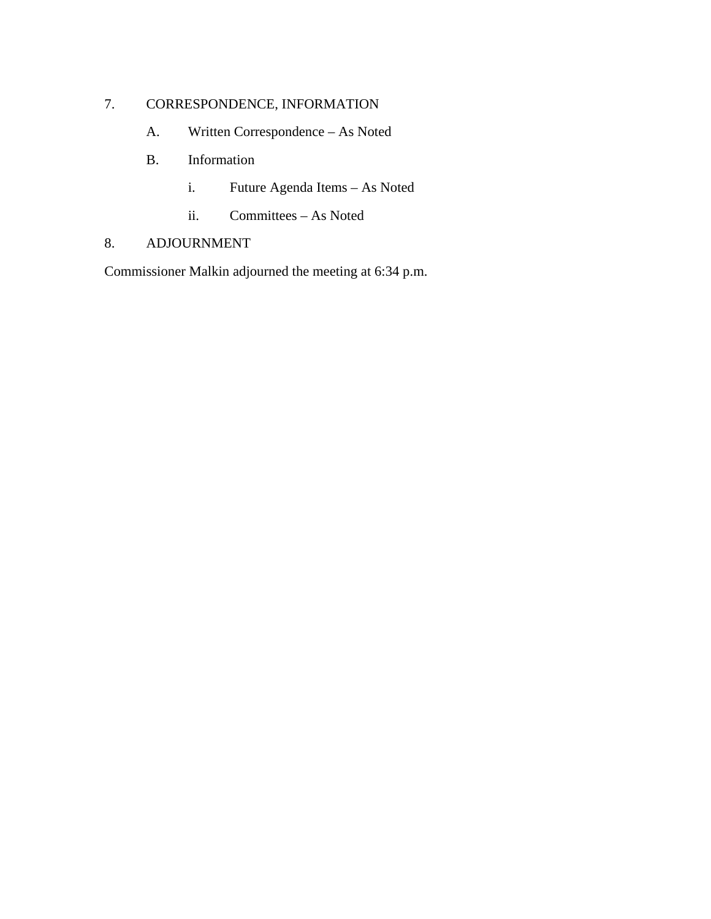7. CORRESPONDENCE, INFORMATION

    A. Written Correspondence – As Noted

    B. Information

        i. Future Agenda Items – As Noted

        ii. Committees – As Noted

8. ADJOURNMENT

Commissioner Malkin adjourned the meeting at 6:34 p.m.